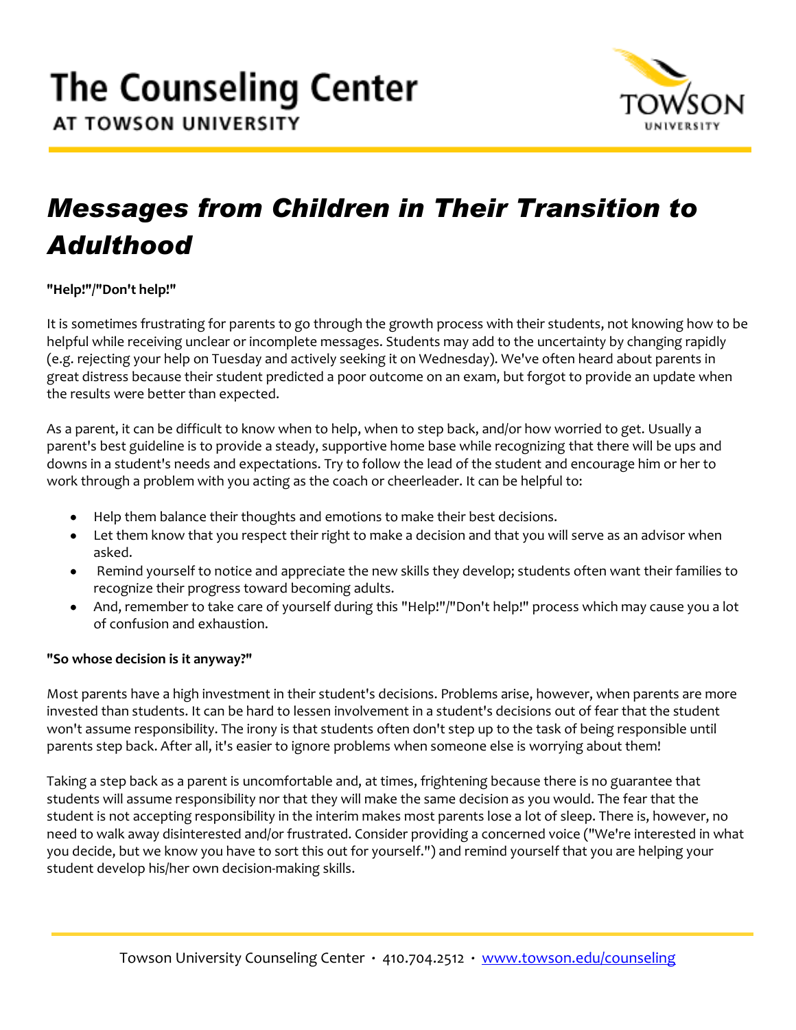# The Counseling Center

AT TOWSON UNIVERSITY

## *Messages from Children in Their Transition to Adulthood*

**"Help!"/"Don't help!"**

It is sometimes frustrating for parents to go through the growth process with their students, not knowing how to be helpful while receiving unclear or incomplete messages. Students may add to the uncertainty by changing rapidly (e.g. rejecting your help on Tuesday and actively seeking it on Wednesday). We've often heard about parents in great distress because their student predicted a poor outcome on an exam, but forgot to provide an update when the results were better than expected.

As a parent, it can be difficult to know when to help, when to step back, and/or how worried to get. Usually a parent's best guideline is to provide a steady, supportive home base while recognizing that there will be ups and downs in a student's needs and expectations. Try to follow the lead of the student and encourage him or her to work through a problem with you acting as the coach or cheerleader. It can be helpful to:

- Help them balance their thoughts and emotions to make their best decisions.
- Let them know that you respect their right to make a decision and that you will serve as an advisor when asked.
- Remind yourself to notice and appreciate the new skills they develop; students often want their families to recognize their progress toward becoming adults.
- And, remember to take care of yourself during this "Help!"/"Don't help!" process which may cause you a lot of confusion and exhaustion.

**"So whose decision is it anyway?"**

Most parents have a high investment in their student's decisions. Problems arise, however, when parents are more invested than students. It can be hard to lessen involvement in a student's decisions out of fear that the student won't assume responsibility. The irony is that students often don't step up to the task of being responsible until parents step back. After all, it's easier to ignore problems when someone else is worrying about them!

Taking a step back as a parent is uncomfortable and, at times, frightening because there is no guarantee that students will assume responsibility nor that they will make the same decision as you would. The fear that the student is not accepting responsibility in the interim makes most parents lose a lot of sleep. There is, however, no need to walk away disinterested and/or frustrated. Consider providing a concerned voice ("We're interested in what you decide, but we know you have to sort this out for yourself.") and remind yourself that you are helping your student develop his/her own decision-making skills.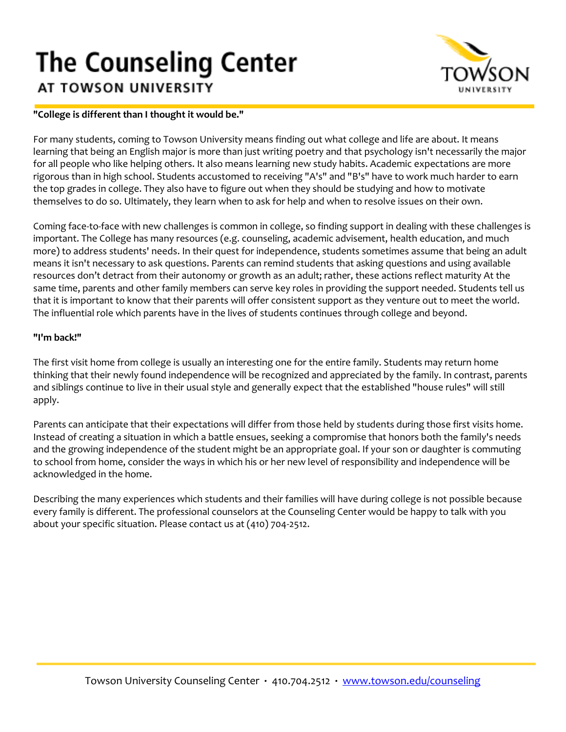# The Counseling Center

## AT TOWSON UNIVERSITY

**"College is different than I thought it would be."**

For many students, coming to Towson University means finding out what college and life are about. It means learning that being an English major is more than just writing poetry and that psychology isn't necessarily the major for all people who like helping others. It also means learning new study habits. Academic expectations are more rigorous than in high school. Students accustomed to receiving "A's" and "B's" have to work much harder to earn the top grades in college. They also have to figure out when they should be studying and how to motivate themselves to do so. Ultimately, they learn when to ask for help and when to resolve issues on their own.

Coming face-to-face with new challenges is common in college, so finding support in dealing with these challenges is important. The College has many resources (e.g. counseling, academic advisement, health education, and much more) to address students' needs. In their quest for independence, students sometimes assume that being an adult means it isn't necessary to ask questions. Parents can remind students that asking questions and using available resources don't detract from their autonomy or growth as an adult; rather, these actions reflect maturity At the same time, parents and other family members can serve key roles in providing the support needed. Students tell us that it is important to know that their parents will offer consistent support as they venture out to meet the world. The influential role which parents have in the lives of students continues through college and beyond.

**"I'm back!"**

The first visit home from college is usually an interesting one for the entire family. Students may return home thinking that their newly found independence will be recognized and appreciated by the family. In contrast, parents and siblings continue to live in their usual style and generally expect that the established "house rules" will still apply.

Parents can anticipate that their expectations will differ from those held by students during those first visits home. Instead of creating a situation in which a battle ensues, seeking a compromise that honors both the family's needs and the growing independence of the student might be an appropriate goal. If your son or daughter is commuting to school from home, consider the ways in which his or her new level of responsibility and independence will be acknowledged in the home.

Describing the many experiences which students and their families will have during college is not possible because every family is different. The professional counselors at the Counseling Center would be happy to talk with you about your specific situation. Please contact us at (410) 704-2512.

Towson University Counseling Center • 410.704.2512 • www.towson.edu/counseling